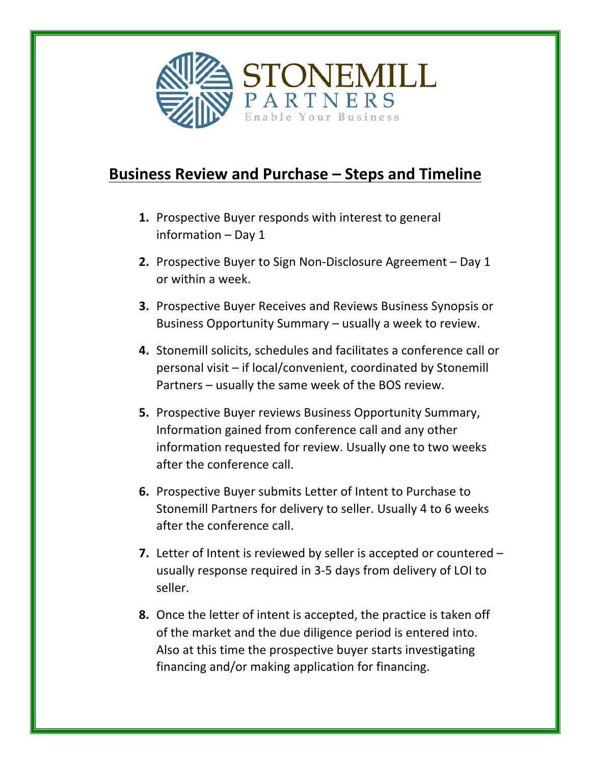STONEMILL PARTNERS

Enable Your Business

## Business Review and Purchase – Steps and Timeline

1. Prospective Buyer responds with interest to general information – Day 1
2. Prospective Buyer to Sign Non-Disclosure Agreement – Day 1 or within a week.
3. Prospective Buyer Receives and Reviews Business Synopsis or Business Opportunity Summary – usually a week to review.
4. Stonemill solicits, schedules and facilitates a conference call or personal visit – if local/convenient, coordinated by Stonemill Partners – usually the same week of the BOS review.
5. Prospective Buyer reviews Business Opportunity Summary, Information gained from conference call and any other information requested for review. Usually one to two weeks after the conference call.
6. Prospective Buyer submits Letter of Intent to Purchase to Stonemill Partners for delivery to seller. Usually 4 to 6 weeks after the conference call.
7. Letter of Intent is reviewed by seller is accepted or countered – usually response required in 3-5 days from delivery of LOI to seller.
8. Once the letter of intent is accepted, the practice is taken off of the market and the due diligence period is entered into. Also at this time the prospective buyer starts investigating financing and/or making application for financing.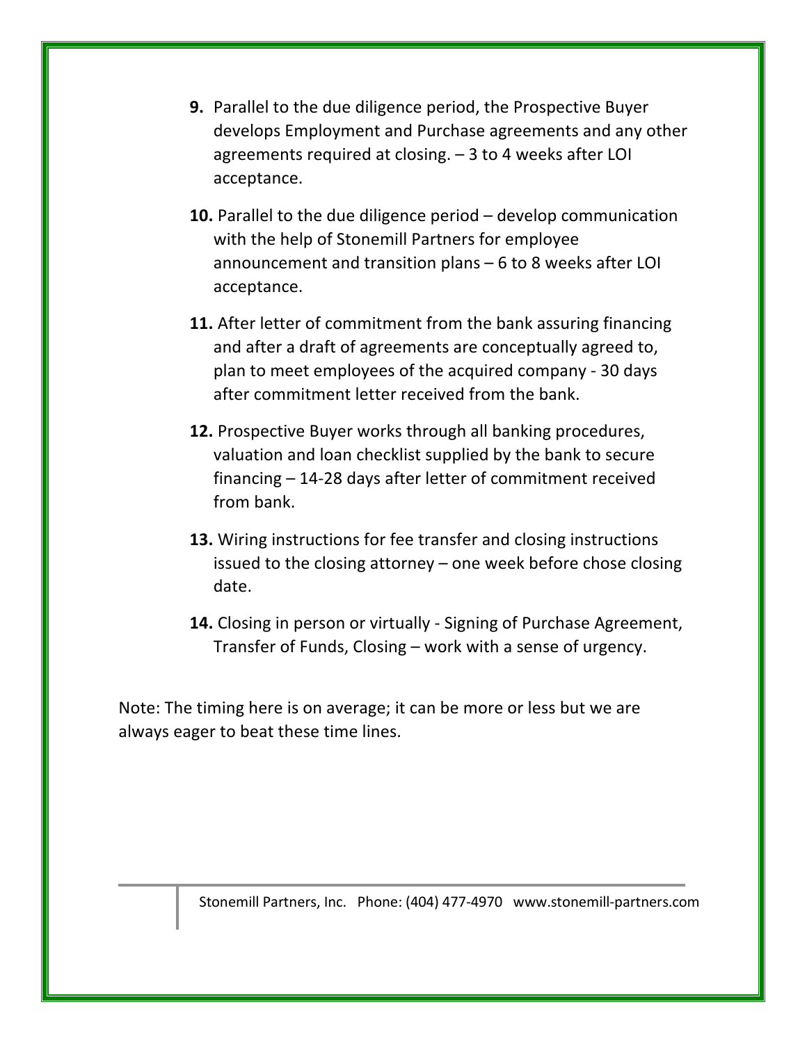9. Parallel to the due diligence period, the Prospective Buyer develops Employment and Purchase agreements and any other agreements required at closing. – 3 to 4 weeks after LOI acceptance.

10. Parallel to the due diligence period – develop communication with the help of Stonemill Partners for employee announcement and transition plans – 6 to 8 weeks after LOI acceptance.

11. After letter of commitment from the bank assuring financing and after a draft of agreements are conceptually agreed to, plan to meet employees of the acquired company - 30 days after commitment letter received from the bank.

12. Prospective Buyer works through all banking procedures, valuation and loan checklist supplied by the bank to secure financing – 14-28 days after letter of commitment received from bank.

13. Wiring instructions for fee transfer and closing instructions issued to the closing attorney – one week before chose closing date.

14. Closing in person or virtually - Signing of Purchase Agreement, Transfer of Funds, Closing – work with a sense of urgency.

Note: The timing here is on average; it can be more or less but we are always eager to beat these time lines.

Stonemill Partners, Inc. Phone: (404) 477-4970 www.stonemill-partners.com